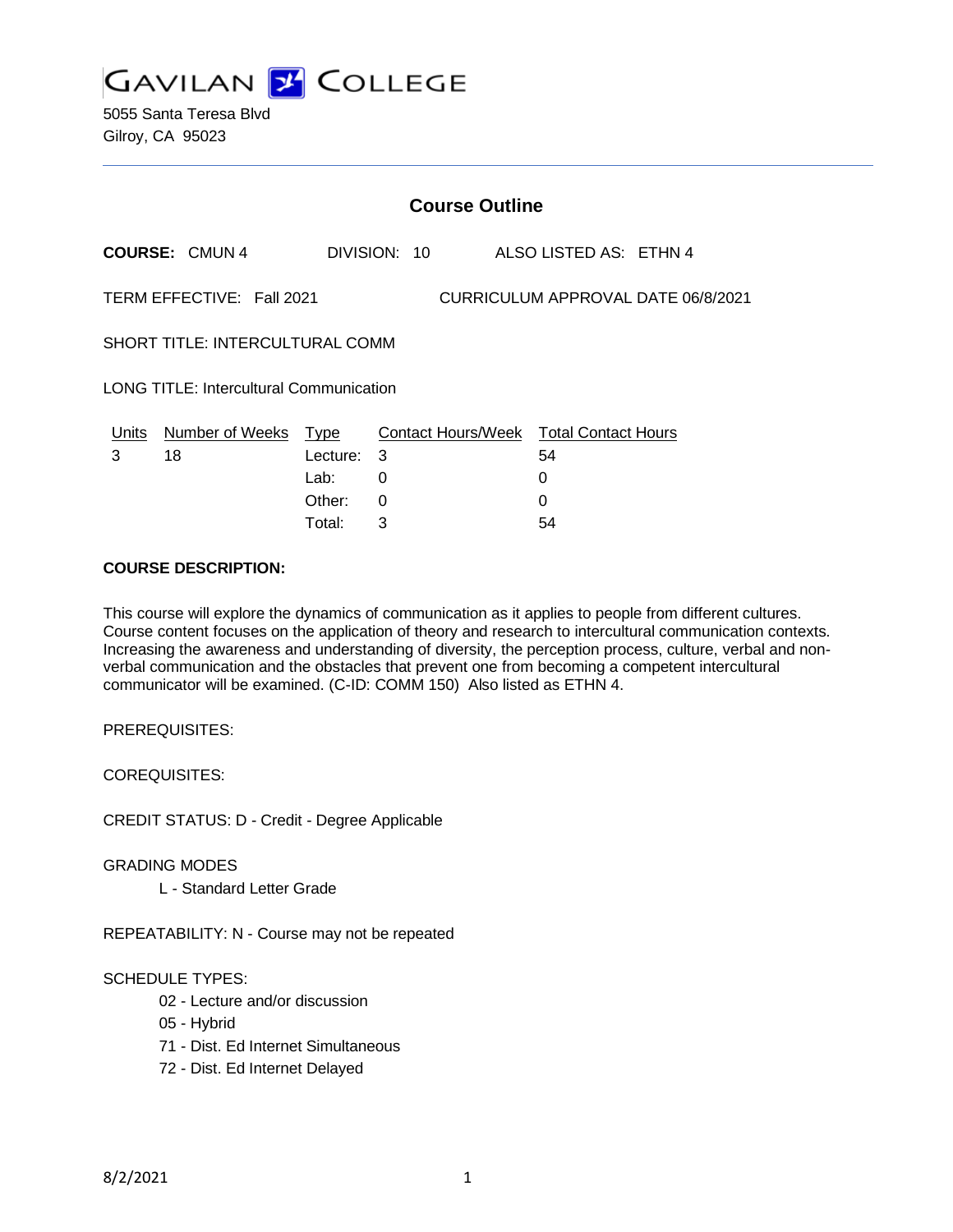# GAVILAN COLLEGE

5055 Santa Teresa Blvd
Gilroy, CA 95023

## Course Outline

**COURSE:** CMUN 4 DIVISION: 10 ALSO LISTED AS: ETHN 4

TERM EFFECTIVE: Fall 2021 CURRICULUM APPROVAL DATE 06/8/2021

SHORT TITLE: INTERCULTURAL COMM

LONG TITLE: Intercultural Communication

| Units | Number of Weeks | Type | Contact Hours/Week | Total Contact Hours |
|---|---|---|---|---|
| 3 | 18 | Lecture: | 3 | 54 |
| | | Lab: | 0 | 0 |
| | | Other: | 0 | 0 |
| | | Total: | 3 | 54 |

**COURSE DESCRIPTION:**

This course will explore the dynamics of communication as it applies to people from different cultures. Course content focuses on the application of theory and research to intercultural communication contexts. Increasing the awareness and understanding of diversity, the perception process, culture, verbal and non-verbal communication and the obstacles that prevent one from becoming a competent intercultural communicator will be examined. (C-ID: COMM 150) Also listed as ETHN 4.

PREREQUISITES:

COREQUISITES:

CREDIT STATUS: D - Credit - Degree Applicable

GRADING MODES

- L - Standard Letter Grade

REPEATABILITY: N - Course may not be repeated

SCHEDULE TYPES:

- 02 - Lecture and/or discussion
- 05 - Hybrid
- 71 - Dist. Ed Internet Simultaneous
- 72 - Dist. Ed Internet Delayed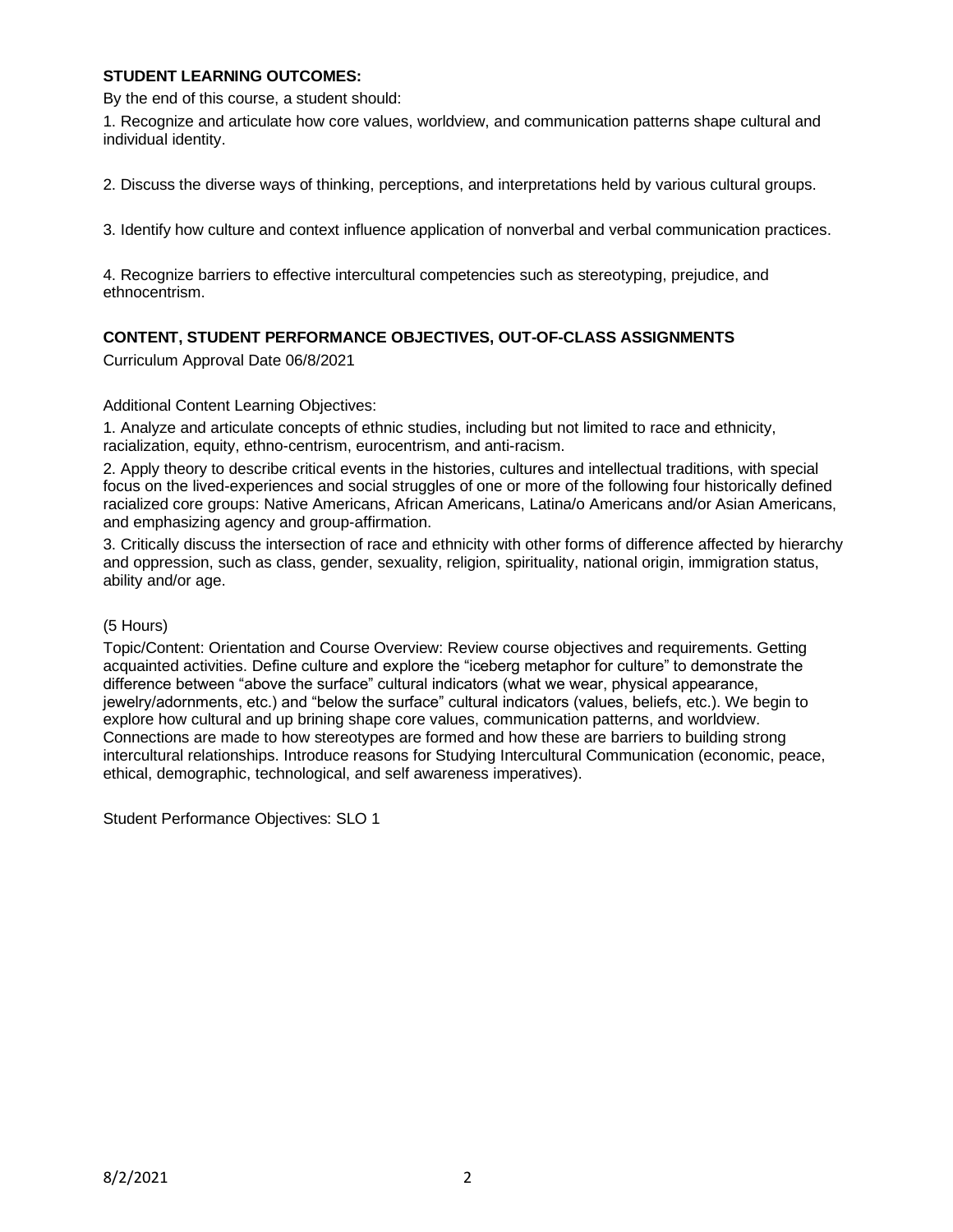**STUDENT LEARNING OUTCOMES:**

By the end of this course, a student should:

1. Recognize and articulate how core values, worldview, and communication patterns shape cultural and individual identity.

2. Discuss the diverse ways of thinking, perceptions, and interpretations held by various cultural groups.

3. Identify how culture and context influence application of nonverbal and verbal communication practices.

4. Recognize barriers to effective intercultural competencies such as stereotyping, prejudice, and ethnocentrism.

**CONTENT, STUDENT PERFORMANCE OBJECTIVES, OUT-OF-CLASS ASSIGNMENTS**

Curriculum Approval Date 06/8/2021

Additional Content Learning Objectives:

1. Analyze and articulate concepts of ethnic studies, including but not limited to race and ethnicity, racialization, equity, ethno-centrism, eurocentrism, and anti-racism.

2. Apply theory to describe critical events in the histories, cultures and intellectual traditions, with special focus on the lived-experiences and social struggles of one or more of the following four historically defined racialized core groups: Native Americans, African Americans, Latina/o Americans and/or Asian Americans, and emphasizing agency and group-affirmation.

3. Critically discuss the intersection of race and ethnicity with other forms of difference affected by hierarchy and oppression, such as class, gender, sexuality, religion, spirituality, national origin, immigration status, ability and/or age.

(5 Hours)

Topic/Content: Orientation and Course Overview: Review course objectives and requirements. Getting acquainted activities. Define culture and explore the "iceberg metaphor for culture" to demonstrate the difference between "above the surface" cultural indicators (what we wear, physical appearance, jewelry/adornments, etc.) and "below the surface" cultural indicators (values, beliefs, etc.). We begin to explore how cultural and up brining shape core values, communication patterns, and worldview. Connections are made to how stereotypes are formed and how these are barriers to building strong intercultural relationships. Introduce reasons for Studying Intercultural Communication (economic, peace, ethical, demographic, technological, and self awareness imperatives).

Student Performance Objectives: SLO 1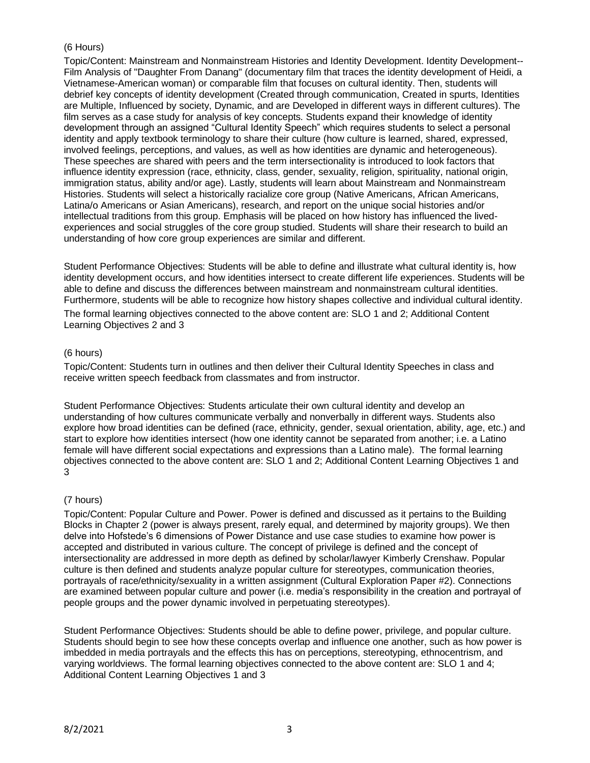(6 Hours)

Topic/Content: Mainstream and Nonmainstream Histories and Identity Development. Identity Development--Film Analysis of "Daughter From Danang" (documentary film that traces the identity development of Heidi, a Vietnamese-American woman) or comparable film that focuses on cultural identity. Then, students will debrief key concepts of identity development (Created through communication, Created in spurts, Identities are Multiple, Influenced by society, Dynamic, and are Developed in different ways in different cultures). The film serves as a case study for analysis of key concepts. Students expand their knowledge of identity development through an assigned "Cultural Identity Speech" which requires students to select a personal identity and apply textbook terminology to share their culture (how culture is learned, shared, expressed, involved feelings, perceptions, and values, as well as how identities are dynamic and heterogeneous). These speeches are shared with peers and the term intersectionality is introduced to look factors that influence identity expression (race, ethnicity, class, gender, sexuality, religion, spirituality, national origin, immigration status, ability and/or age). Lastly, students will learn about Mainstream and Nonmainstream Histories. Students will select a historically racialize core group (Native Americans, African Americans, Latina/o Americans or Asian Americans), research, and report on the unique social histories and/or intellectual traditions from this group. Emphasis will be placed on how history has influenced the lived-experiences and social struggles of the core group studied. Students will share their research to build an understanding of how core group experiences are similar and different.

Student Performance Objectives: Students will be able to define and illustrate what cultural identity is, how identity development occurs, and how identities intersect to create different life experiences. Students will be able to define and discuss the differences between mainstream and nonmainstream cultural identities. Furthermore, students will be able to recognize how history shapes collective and individual cultural identity. The formal learning objectives connected to the above content are: SLO 1 and 2; Additional Content Learning Objectives 2 and 3

(6 hours)

Topic/Content: Students turn in outlines and then deliver their Cultural Identity Speeches in class and receive written speech feedback from classmates and from instructor.

Student Performance Objectives: Students articulate their own cultural identity and develop an understanding of how cultures communicate verbally and nonverbally in different ways. Students also explore how broad identities can be defined (race, ethnicity, gender, sexual orientation, ability, age, etc.) and start to explore how identities intersect (how one identity cannot be separated from another; i.e. a Latino female will have different social expectations and expressions than a Latino male). The formal learning objectives connected to the above content are: SLO 1 and 2; Additional Content Learning Objectives 1 and 3

(7 hours)

Topic/Content: Popular Culture and Power. Power is defined and discussed as it pertains to the Building Blocks in Chapter 2 (power is always present, rarely equal, and determined by majority groups). We then delve into Hofstede's 6 dimensions of Power Distance and use case studies to examine how power is accepted and distributed in various culture. The concept of privilege is defined and the concept of intersectionality are addressed in more depth as defined by scholar/lawyer Kimberly Crenshaw. Popular culture is then defined and students analyze popular culture for stereotypes, communication theories, portrayals of race/ethnicity/sexuality in a written assignment (Cultural Exploration Paper #2). Connections are examined between popular culture and power (i.e. media's responsibility in the creation and portrayal of people groups and the power dynamic involved in perpetuating stereotypes).

Student Performance Objectives: Students should be able to define power, privilege, and popular culture. Students should begin to see how these concepts overlap and influence one another, such as how power is imbedded in media portrayals and the effects this has on perceptions, stereotyping, ethnocentrism, and varying worldviews. The formal learning objectives connected to the above content are: SLO 1 and 4; Additional Content Learning Objectives 1 and 3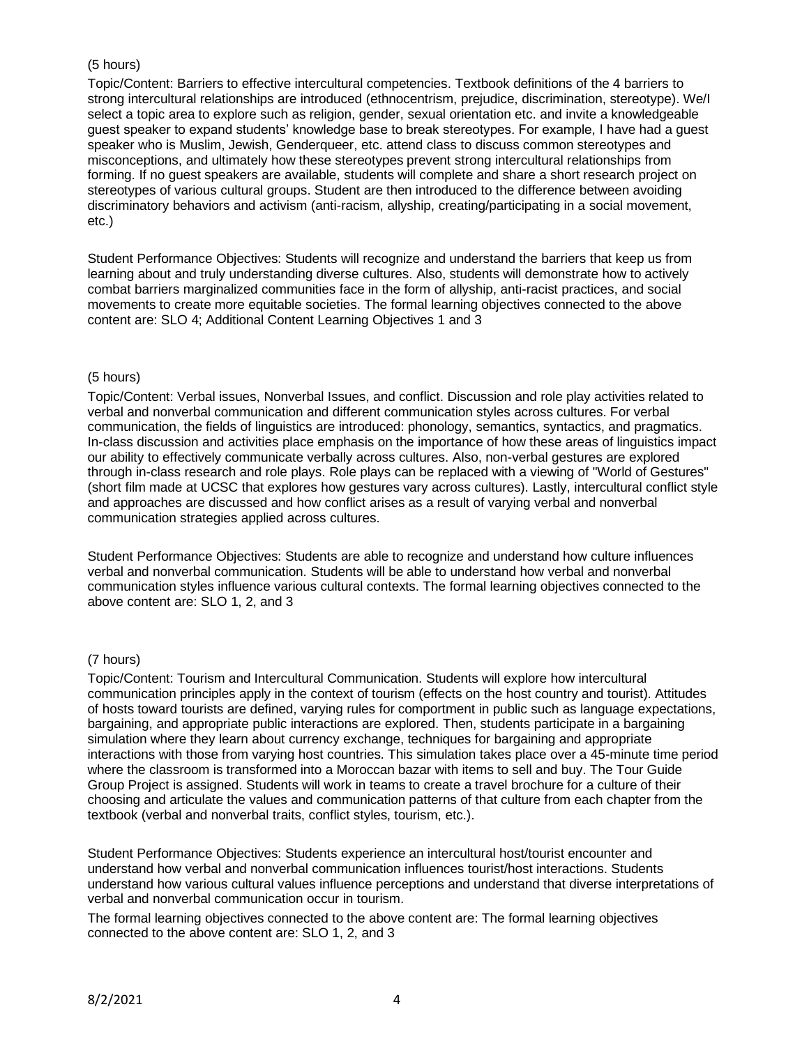(5 hours)

Topic/Content: Barriers to effective intercultural competencies. Textbook definitions of the 4 barriers to strong intercultural relationships are introduced (ethnocentrism, prejudice, discrimination, stereotype). We/I select a topic area to explore such as religion, gender, sexual orientation etc. and invite a knowledgeable guest speaker to expand students' knowledge base to break stereotypes. For example, I have had a guest speaker who is Muslim, Jewish, Genderqueer, etc. attend class to discuss common stereotypes and misconceptions, and ultimately how these stereotypes prevent strong intercultural relationships from forming. If no guest speakers are available, students will complete and share a short research project on stereotypes of various cultural groups. Student are then introduced to the difference between avoiding discriminatory behaviors and activism (anti-racism, allyship, creating/participating in a social movement, etc.)

Student Performance Objectives: Students will recognize and understand the barriers that keep us from learning about and truly understanding diverse cultures. Also, students will demonstrate how to actively combat barriers marginalized communities face in the form of allyship, anti-racist practices, and social movements to create more equitable societies. The formal learning objectives connected to the above content are: SLO 4; Additional Content Learning Objectives 1 and 3

(5 hours)

Topic/Content: Verbal issues, Nonverbal Issues, and conflict. Discussion and role play activities related to verbal and nonverbal communication and different communication styles across cultures. For verbal communication, the fields of linguistics are introduced: phonology, semantics, syntactics, and pragmatics. In-class discussion and activities place emphasis on the importance of how these areas of linguistics impact our ability to effectively communicate verbally across cultures. Also, non-verbal gestures are explored through in-class research and role plays. Role plays can be replaced with a viewing of "World of Gestures" (short film made at UCSC that explores how gestures vary across cultures). Lastly, intercultural conflict style and approaches are discussed and how conflict arises as a result of varying verbal and nonverbal communication strategies applied across cultures.

Student Performance Objectives: Students are able to recognize and understand how culture influences verbal and nonverbal communication. Students will be able to understand how verbal and nonverbal communication styles influence various cultural contexts. The formal learning objectives connected to the above content are: SLO 1, 2, and 3

(7 hours)

Topic/Content: Tourism and Intercultural Communication. Students will explore how intercultural communication principles apply in the context of tourism (effects on the host country and tourist). Attitudes of hosts toward tourists are defined, varying rules for comportment in public such as language expectations, bargaining, and appropriate public interactions are explored. Then, students participate in a bargaining simulation where they learn about currency exchange, techniques for bargaining and appropriate interactions with those from varying host countries. This simulation takes place over a 45-minute time period where the classroom is transformed into a Moroccan bazar with items to sell and buy. The Tour Guide Group Project is assigned. Students will work in teams to create a travel brochure for a culture of their choosing and articulate the values and communication patterns of that culture from each chapter from the textbook (verbal and nonverbal traits, conflict styles, tourism, etc.).

Student Performance Objectives: Students experience an intercultural host/tourist encounter and understand how verbal and nonverbal communication influences tourist/host interactions. Students understand how various cultural values influence perceptions and understand that diverse interpretations of verbal and nonverbal communication occur in tourism.

The formal learning objectives connected to the above content are: The formal learning objectives connected to the above content are: SLO 1, 2, and 3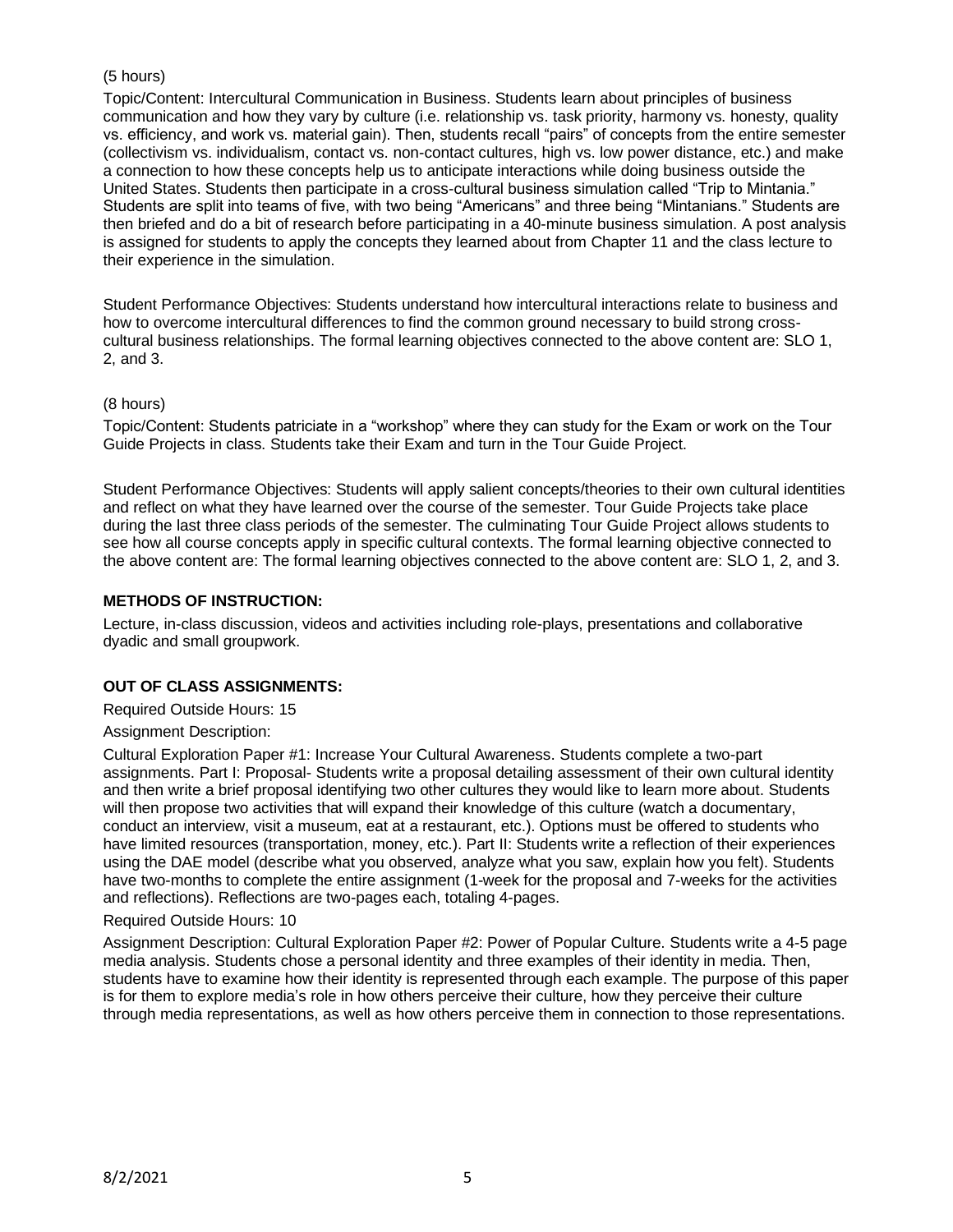(5 hours)

Topic/Content: Intercultural Communication in Business. Students learn about principles of business communication and how they vary by culture (i.e. relationship vs. task priority, harmony vs. honesty, quality vs. efficiency, and work vs. material gain). Then, students recall "pairs" of concepts from the entire semester (collectivism vs. individualism, contact vs. non-contact cultures, high vs. low power distance, etc.) and make a connection to how these concepts help us to anticipate interactions while doing business outside the United States. Students then participate in a cross-cultural business simulation called "Trip to Mintania." Students are split into teams of five, with two being "Americans" and three being "Mintanians." Students are then briefed and do a bit of research before participating in a 40-minute business simulation. A post analysis is assigned for students to apply the concepts they learned about from Chapter 11 and the class lecture to their experience in the simulation.

Student Performance Objectives: Students understand how intercultural interactions relate to business and how to overcome intercultural differences to find the common ground necessary to build strong cross-cultural business relationships. The formal learning objectives connected to the above content are: SLO 1, 2, and 3.

(8 hours)

Topic/Content: Students patriciate in a "workshop" where they can study for the Exam or work on the Tour Guide Projects in class. Students take their Exam and turn in the Tour Guide Project.

Student Performance Objectives: Students will apply salient concepts/theories to their own cultural identities and reflect on what they have learned over the course of the semester. Tour Guide Projects take place during the last three class periods of the semester. The culminating Tour Guide Project allows students to see how all course concepts apply in specific cultural contexts. The formal learning objective connected to the above content are: The formal learning objectives connected to the above content are: SLO 1, 2, and 3.

**METHODS OF INSTRUCTION:**

Lecture, in-class discussion, videos and activities including role-plays, presentations and collaborative dyadic and small groupwork.

**OUT OF CLASS ASSIGNMENTS:**

Required Outside Hours: 15

Assignment Description:

Cultural Exploration Paper #1: Increase Your Cultural Awareness. Students complete a two-part assignments. Part I: Proposal- Students write a proposal detailing assessment of their own cultural identity and then write a brief proposal identifying two other cultures they would like to learn more about. Students will then propose two activities that will expand their knowledge of this culture (watch a documentary, conduct an interview, visit a museum, eat at a restaurant, etc.). Options must be offered to students who have limited resources (transportation, money, etc.). Part II: Students write a reflection of their experiences using the DAE model (describe what you observed, analyze what you saw, explain how you felt). Students have two-months to complete the entire assignment (1-week for the proposal and 7-weeks for the activities and reflections). Reflections are two-pages each, totaling 4-pages.

Required Outside Hours: 10

Assignment Description: Cultural Exploration Paper #2: Power of Popular Culture. Students write a 4-5 page media analysis. Students chose a personal identity and three examples of their identity in media. Then, students have to examine how their identity is represented through each example. The purpose of this paper is for them to explore media's role in how others perceive their culture, how they perceive their culture through media representations, as well as how others perceive them in connection to those representations.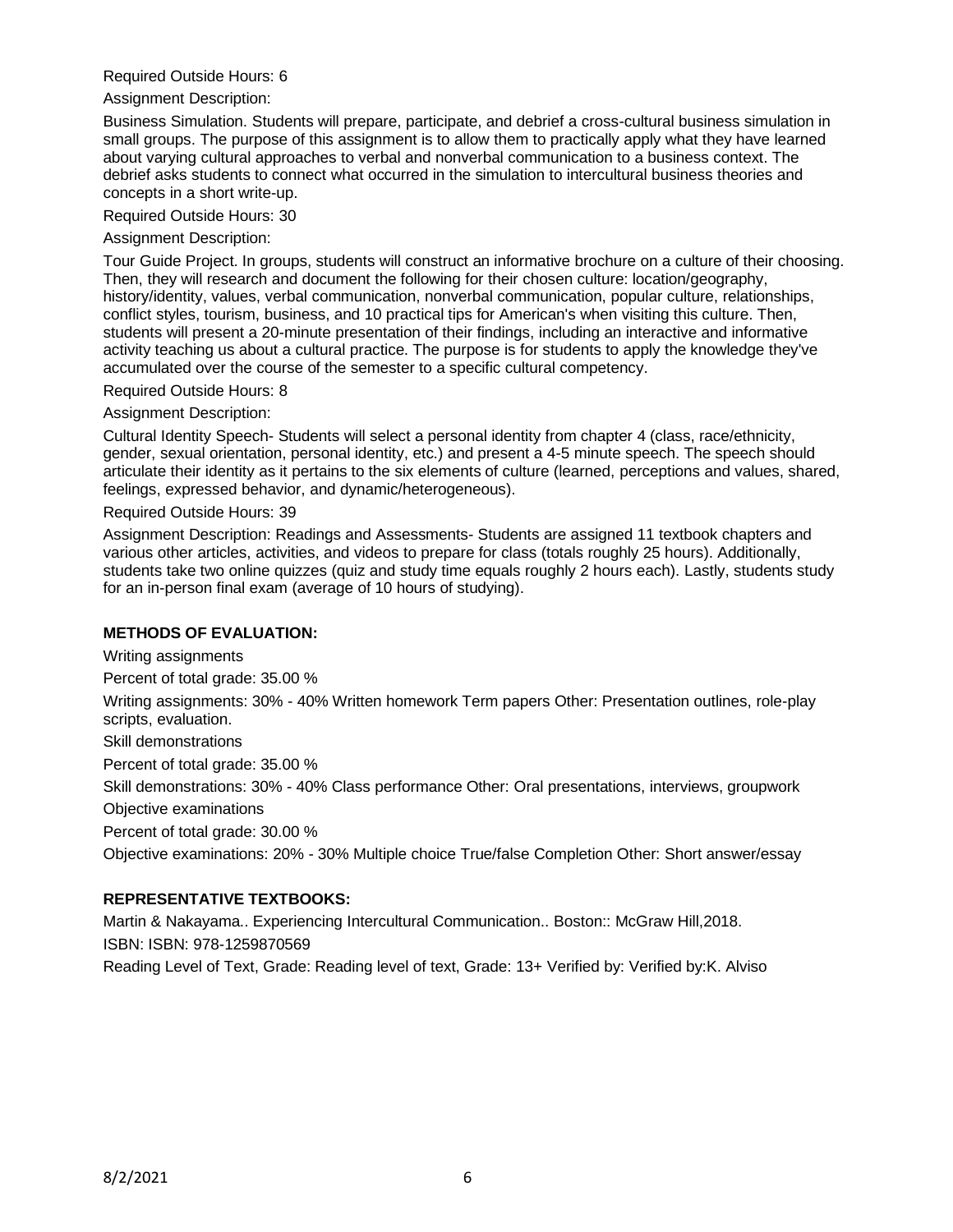Required Outside Hours: 6

Assignment Description:

Business Simulation. Students will prepare, participate, and debrief a cross-cultural business simulation in small groups. The purpose of this assignment is to allow them to practically apply what they have learned about varying cultural approaches to verbal and nonverbal communication to a business context. The debrief asks students to connect what occurred in the simulation to intercultural business theories and concepts in a short write-up.

Required Outside Hours: 30

Assignment Description:

Tour Guide Project. In groups, students will construct an informative brochure on a culture of their choosing. Then, they will research and document the following for their chosen culture: location/geography, history/identity, values, verbal communication, nonverbal communication, popular culture, relationships, conflict styles, tourism, business, and 10 practical tips for American's when visiting this culture. Then, students will present a 20-minute presentation of their findings, including an interactive and informative activity teaching us about a cultural practice. The purpose is for students to apply the knowledge they've accumulated over the course of the semester to a specific cultural competency.

Required Outside Hours: 8

Assignment Description:

Cultural Identity Speech- Students will select a personal identity from chapter 4 (class, race/ethnicity, gender, sexual orientation, personal identity, etc.) and present a 4-5 minute speech. The speech should articulate their identity as it pertains to the six elements of culture (learned, perceptions and values, shared, feelings, expressed behavior, and dynamic/heterogeneous).

Required Outside Hours: 39

Assignment Description: Readings and Assessments- Students are assigned 11 textbook chapters and various other articles, activities, and videos to prepare for class (totals roughly 25 hours). Additionally, students take two online quizzes (quiz and study time equals roughly 2 hours each). Lastly, students study for an in-person final exam (average of 10 hours of studying).

## METHODS OF EVALUATION:

Writing assignments

Percent of total grade: 35.00 %

Writing assignments: 30% - 40% Written homework Term papers Other: Presentation outlines, role-play scripts, evaluation.

Skill demonstrations

Percent of total grade: 35.00 %

Skill demonstrations: 30% - 40% Class performance Other: Oral presentations, interviews, groupwork

Objective examinations

Percent of total grade: 30.00 %

Objective examinations: 20% - 30% Multiple choice True/false Completion Other: Short answer/essay

## REPRESENTATIVE TEXTBOOKS:

Martin & Nakayama.. Experiencing Intercultural Communication.. Boston:: McGraw Hill,2018.

ISBN: ISBN: 978-1259870569

Reading Level of Text, Grade: Reading level of text, Grade: 13+ Verified by: Verified by:K. Alviso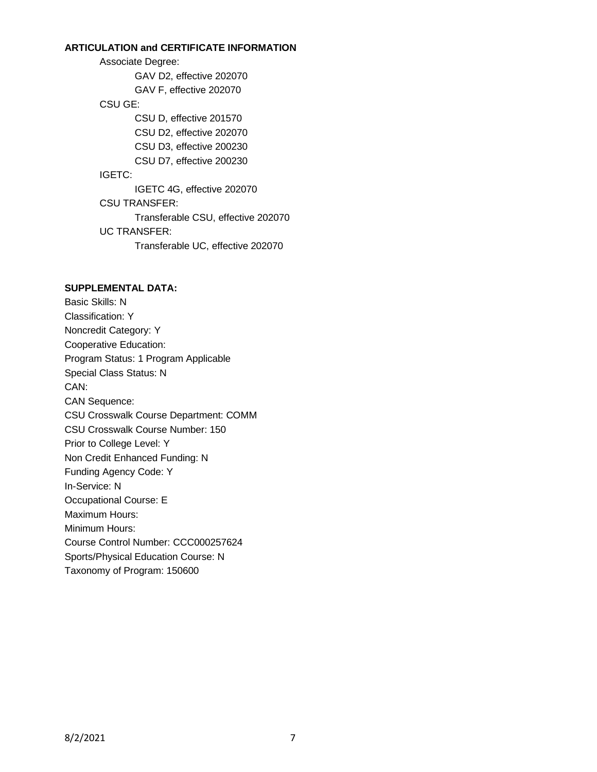**ARTICULATION and CERTIFICATE INFORMATION**

- Associate Degree:
  - GAV D2, effective 202070
  - GAV F, effective 202070
- CSU GE:
  - CSU D, effective 201570
  - CSU D2, effective 202070
  - CSU D3, effective 200230
  - CSU D7, effective 200230
- IGETC:
  - IGETC 4G, effective 202070
- CSU TRANSFER:
  - Transferable CSU, effective 202070
- UC TRANSFER:
  - Transferable UC, effective 202070

**SUPPLEMENTAL DATA:**

Basic Skills: N
Classification: Y
Noncredit Category: Y
Cooperative Education:
Program Status: 1 Program Applicable
Special Class Status: N
CAN:
CAN Sequence:
CSU Crosswalk Course Department: COMM
CSU Crosswalk Course Number: 150
Prior to College Level: Y
Non Credit Enhanced Funding: N
Funding Agency Code: Y
In-Service: N
Occupational Course: E
Maximum Hours:
Minimum Hours:
Course Control Number: CCC000257624
Sports/Physical Education Course: N
Taxonomy of Program: 150600